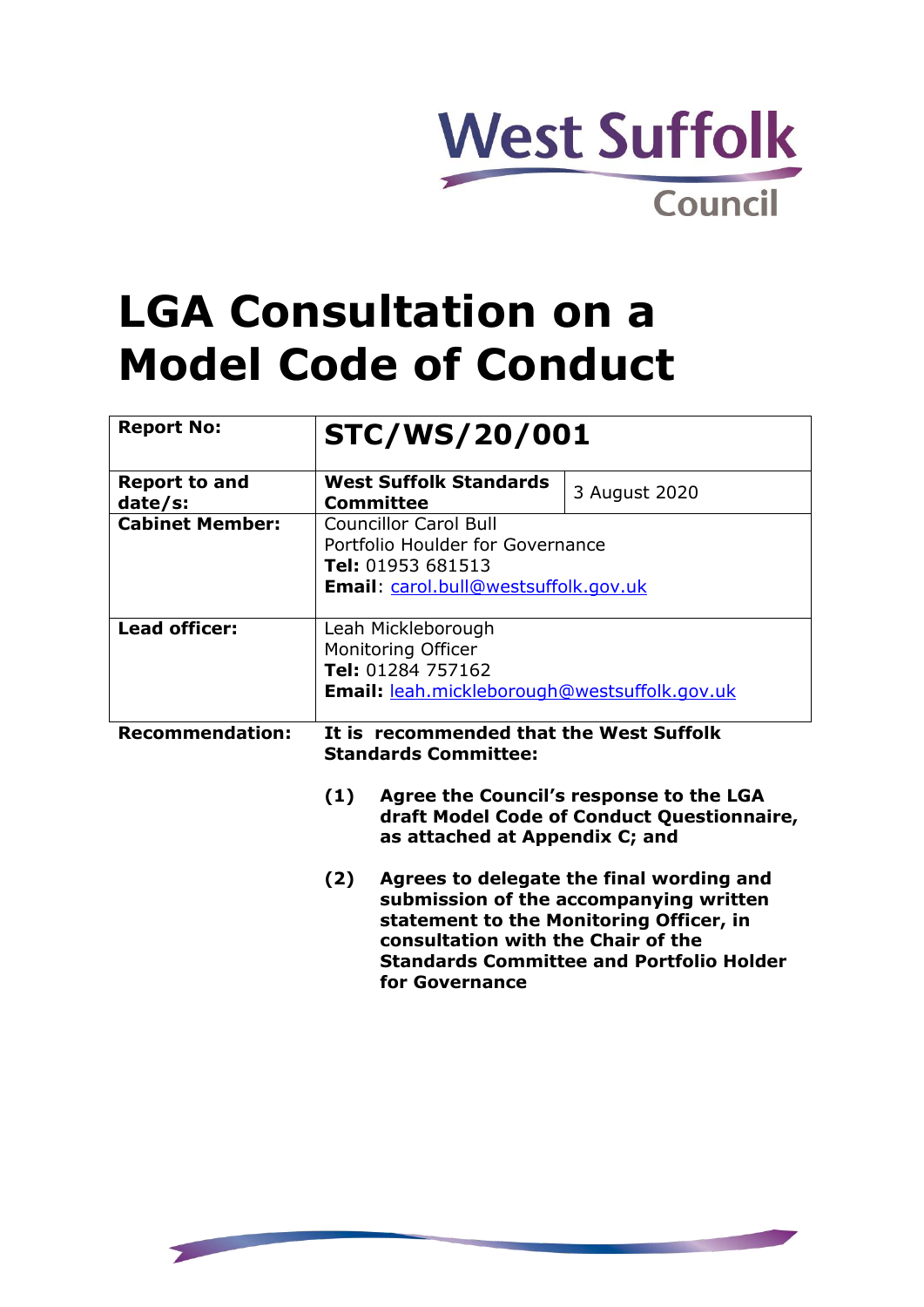West Suffolk Council

# LGA Consultation on a Model Code of Conduct

| Report No: | **STC/WS/20/001** | |
|---|---|---|
| **Report to and date/s:** | **West Suffolk Standards Committee** | 3 August 2020 |
| **Cabinet Member:** | Councillor Carol Bull<br>Portfolio Houlder for Governance<br>**Tel:** 01953 681513<br>**Email**: carol.bull@westsuffolk.gov.uk | |
| **Lead officer:** | Leah Mickleborough<br>Monitoring Officer<br>**Tel:** 01284 757162<br>**Email:** leah.mickleborough@westsuffolk.gov.uk | |

**Recommendation:**

**It is recommended that the West Suffolk Standards Committee:**

**(1) Agree the Council's response to the LGA draft Model Code of Conduct Questionnaire, as attached at Appendix C; and**

**(2) Agrees to delegate the final wording and submission of the accompanying written statement to the Monitoring Officer, in consultation with the Chair of the Standards Committee and Portfolio Holder for Governance**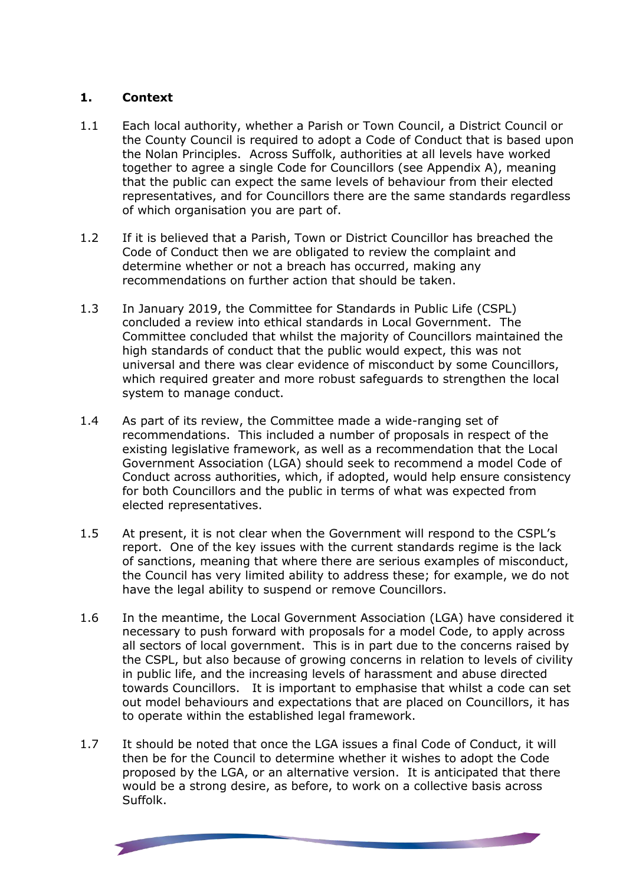## 1. Context

1.1 Each local authority, whether a Parish or Town Council, a District Council or the County Council is required to adopt a Code of Conduct that is based upon the Nolan Principles. Across Suffolk, authorities at all levels have worked together to agree a single Code for Councillors (see Appendix A), meaning that the public can expect the same levels of behaviour from their elected representatives, and for Councillors there are the same standards regardless of which organisation you are part of.

1.2 If it is believed that a Parish, Town or District Councillor has breached the Code of Conduct then we are obligated to review the complaint and determine whether or not a breach has occurred, making any recommendations on further action that should be taken.

1.3 In January 2019, the Committee for Standards in Public Life (CSPL) concluded a review into ethical standards in Local Government. The Committee concluded that whilst the majority of Councillors maintained the high standards of conduct that the public would expect, this was not universal and there was clear evidence of misconduct by some Councillors, which required greater and more robust safeguards to strengthen the local system to manage conduct.

1.4 As part of its review, the Committee made a wide-ranging set of recommendations. This included a number of proposals in respect of the existing legislative framework, as well as a recommendation that the Local Government Association (LGA) should seek to recommend a model Code of Conduct across authorities, which, if adopted, would help ensure consistency for both Councillors and the public in terms of what was expected from elected representatives.

1.5 At present, it is not clear when the Government will respond to the CSPL's report. One of the key issues with the current standards regime is the lack of sanctions, meaning that where there are serious examples of misconduct, the Council has very limited ability to address these; for example, we do not have the legal ability to suspend or remove Councillors.

1.6 In the meantime, the Local Government Association (LGA) have considered it necessary to push forward with proposals for a model Code, to apply across all sectors of local government. This is in part due to the concerns raised by the CSPL, but also because of growing concerns in relation to levels of civility in public life, and the increasing levels of harassment and abuse directed towards Councillors. It is important to emphasise that whilst a code can set out model behaviours and expectations that are placed on Councillors, it has to operate within the established legal framework.

1.7 It should be noted that once the LGA issues a final Code of Conduct, it will then be for the Council to determine whether it wishes to adopt the Code proposed by the LGA, or an alternative version. It is anticipated that there would be a strong desire, as before, to work on a collective basis across Suffolk.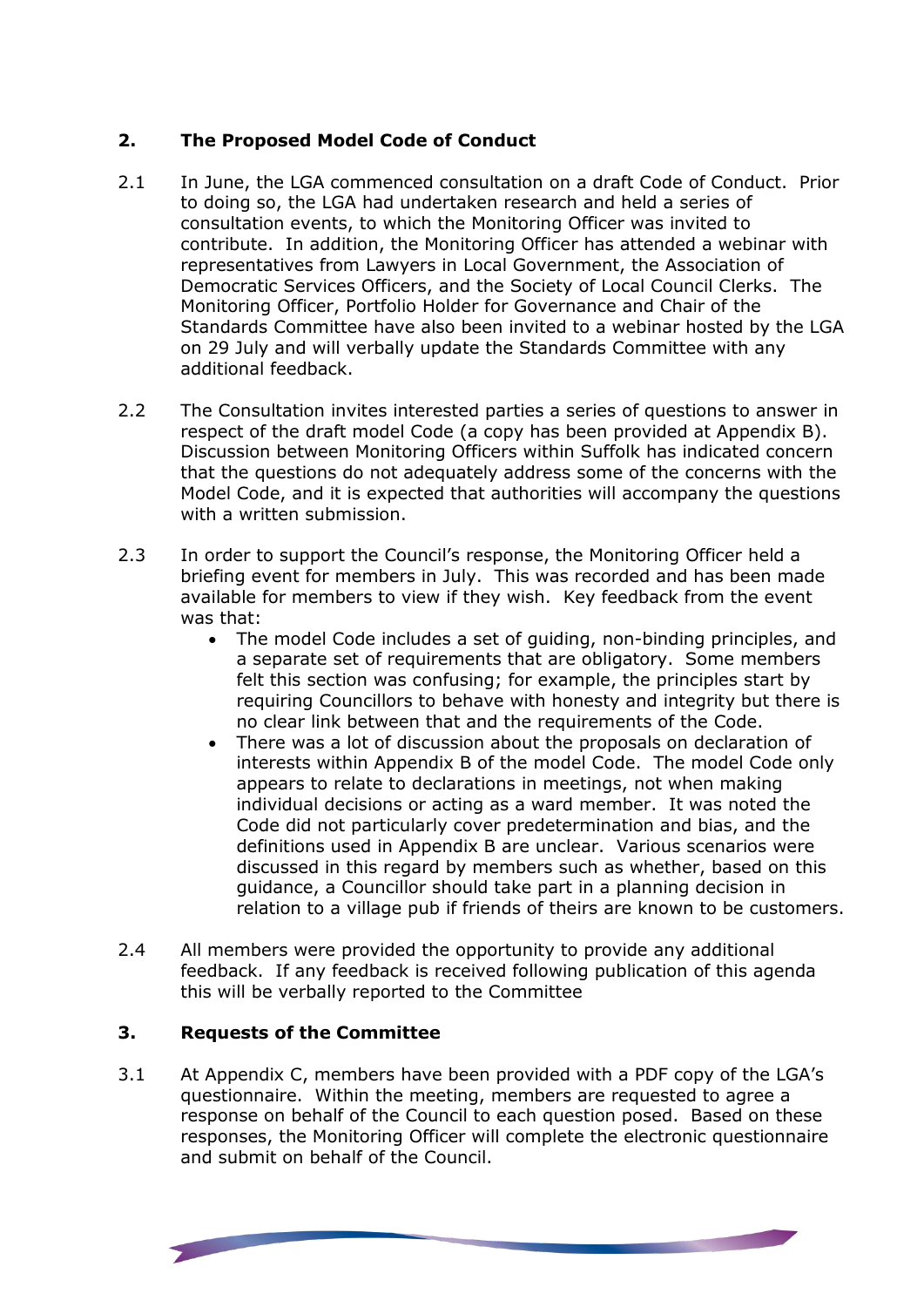## 2. The Proposed Model Code of Conduct

2.1 In June, the LGA commenced consultation on a draft Code of Conduct. Prior to doing so, the LGA had undertaken research and held a series of consultation events, to which the Monitoring Officer was invited to contribute. In addition, the Monitoring Officer has attended a webinar with representatives from Lawyers in Local Government, the Association of Democratic Services Officers, and the Society of Local Council Clerks. The Monitoring Officer, Portfolio Holder for Governance and Chair of the Standards Committee have also been invited to a webinar hosted by the LGA on 29 July and will verbally update the Standards Committee with any additional feedback.

2.2 The Consultation invites interested parties a series of questions to answer in respect of the draft model Code (a copy has been provided at Appendix B). Discussion between Monitoring Officers within Suffolk has indicated concern that the questions do not adequately address some of the concerns with the Model Code, and it is expected that authorities will accompany the questions with a written submission.

2.3 In order to support the Council's response, the Monitoring Officer held a briefing event for members in July. This was recorded and has been made available for members to view if they wish. Key feedback from the event was that:

- The model Code includes a set of guiding, non-binding principles, and a separate set of requirements that are obligatory. Some members felt this section was confusing; for example, the principles start by requiring Councillors to behave with honesty and integrity but there is no clear link between that and the requirements of the Code.
- There was a lot of discussion about the proposals on declaration of interests within Appendix B of the model Code. The model Code only appears to relate to declarations in meetings, not when making individual decisions or acting as a ward member. It was noted the Code did not particularly cover predetermination and bias, and the definitions used in Appendix B are unclear. Various scenarios were discussed in this regard by members such as whether, based on this guidance, a Councillor should take part in a planning decision in relation to a village pub if friends of theirs are known to be customers.

2.4 All members were provided the opportunity to provide any additional feedback. If any feedback is received following publication of this agenda this will be verbally reported to the Committee

## 3. Requests of the Committee

3.1 At Appendix C, members have been provided with a PDF copy of the LGA's questionnaire. Within the meeting, members are requested to agree a response on behalf of the Council to each question posed. Based on these responses, the Monitoring Officer will complete the electronic questionnaire and submit on behalf of the Council.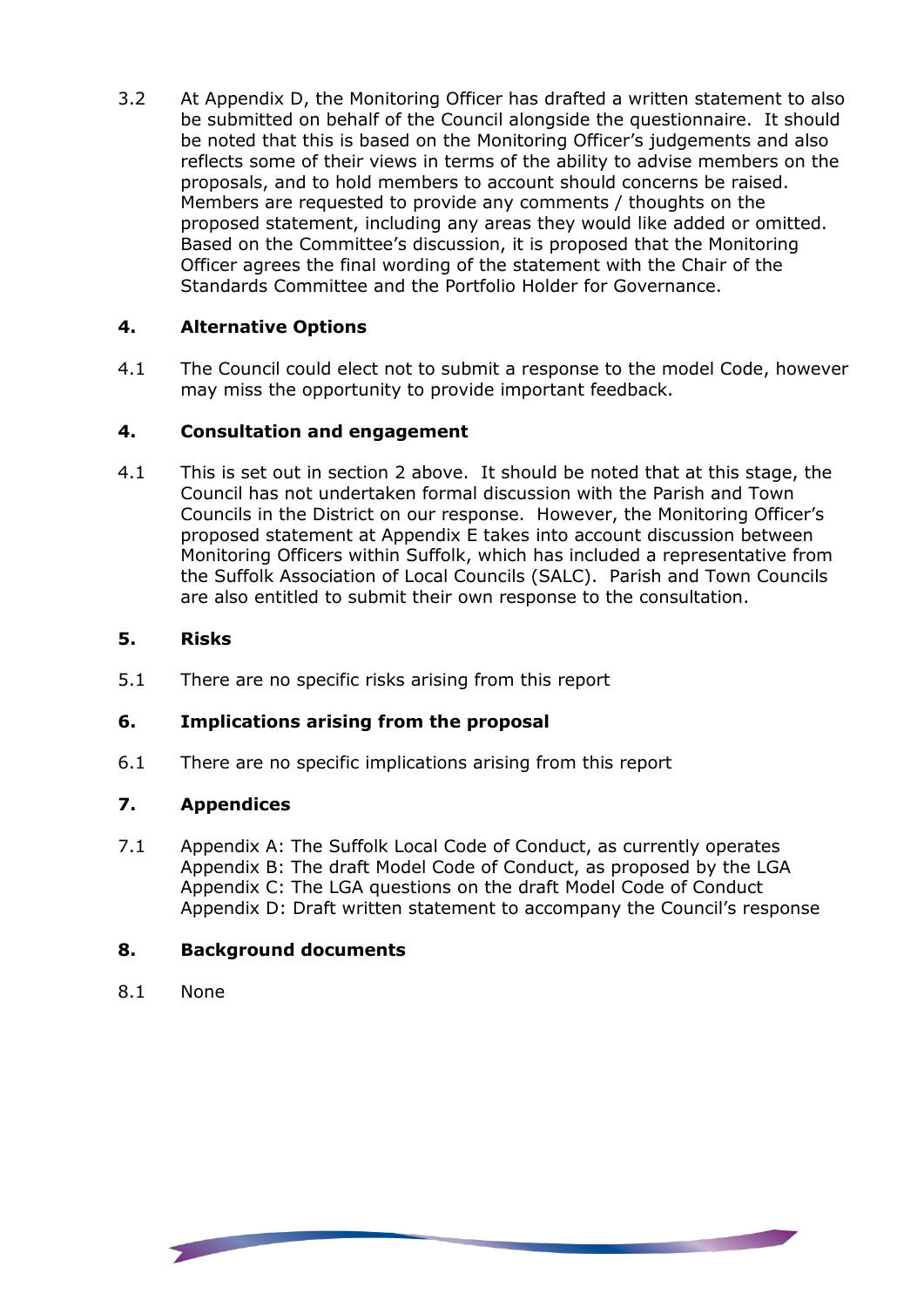3.2 At Appendix D, the Monitoring Officer has drafted a written statement to also be submitted on behalf of the Council alongside the questionnaire. It should be noted that this is based on the Monitoring Officer's judgements and also reflects some of their views in terms of the ability to advise members on the proposals, and to hold members to account should concerns be raised. Members are requested to provide any comments / thoughts on the proposed statement, including any areas they would like added or omitted. Based on the Committee's discussion, it is proposed that the Monitoring Officer agrees the final wording of the statement with the Chair of the Standards Committee and the Portfolio Holder for Governance.

## 4. Alternative Options

4.1 The Council could elect not to submit a response to the model Code, however may miss the opportunity to provide important feedback.

## 4. Consultation and engagement

4.1 This is set out in section 2 above. It should be noted that at this stage, the Council has not undertaken formal discussion with the Parish and Town Councils in the District on our response. However, the Monitoring Officer's proposed statement at Appendix E takes into account discussion between Monitoring Officers within Suffolk, which has included a representative from the Suffolk Association of Local Councils (SALC). Parish and Town Councils are also entitled to submit their own response to the consultation.

## 5. Risks

5.1 There are no specific risks arising from this report

## 6. Implications arising from the proposal

6.1 There are no specific implications arising from this report

## 7. Appendices

7.1 Appendix A: The Suffolk Local Code of Conduct, as currently operates
Appendix B: The draft Model Code of Conduct, as proposed by the LGA
Appendix C: The LGA questions on the draft Model Code of Conduct
Appendix D: Draft written statement to accompany the Council's response

## 8. Background documents

8.1 None